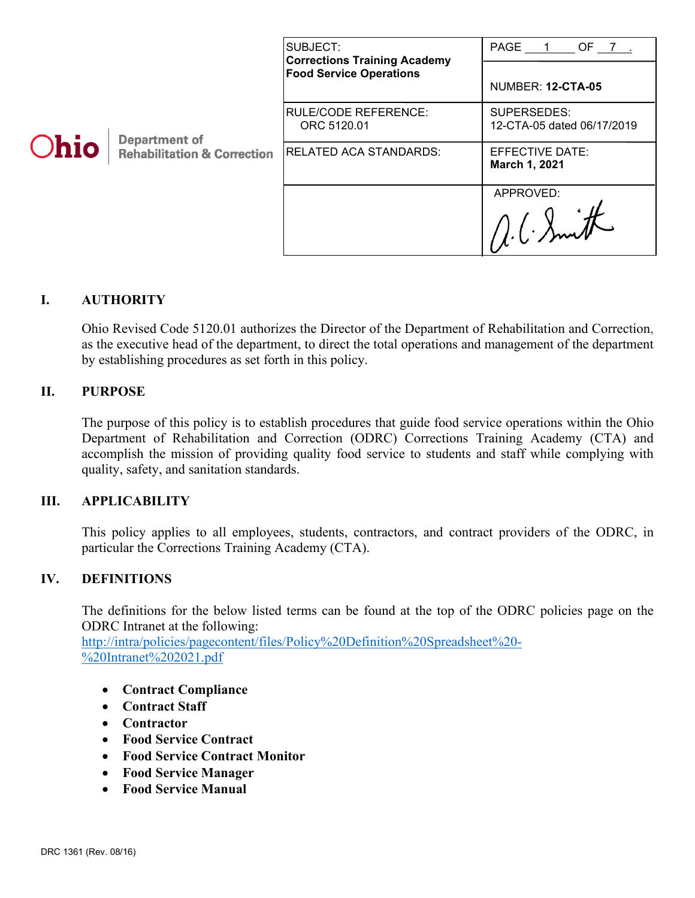Ohio | Department of Rehabilitation & Correction

| SUBJECT: **Corrections Training Academy Food Service Operations** | PAGE 1 OF 7. NUMBER: **12-CTA-05** |
|---|---|
| RULE/CODE REFERENCE: ORC 5120.01 | SUPERSEDES: 12-CTA-05 dated 06/17/2019 |
| RELATED ACA STANDARDS: | EFFECTIVE DATE: **March 1, 2021** |
| | APPROVED: A. C. Smith |

## I. AUTHORITY

Ohio Revised Code 5120.01 authorizes the Director of the Department of Rehabilitation and Correction, as the executive head of the department, to direct the total operations and management of the department by establishing procedures as set forth in this policy.

## II. PURPOSE

The purpose of this policy is to establish procedures that guide food service operations within the Ohio Department of Rehabilitation and Correction (ODRC) Corrections Training Academy (CTA) and accomplish the mission of providing quality food service to students and staff while complying with quality, safety, and sanitation standards.

## III. APPLICABILITY

This policy applies to all employees, students, contractors, and contract providers of the ODRC, in particular the Corrections Training Academy (CTA).

## IV. DEFINITIONS

The definitions for the below listed terms can be found at the top of the ODRC policies page on the ODRC Intranet at the following: http://intra/policies/pagecontent/files/Policy%20Definition%20Spreadsheet%20-%20Intranet%202021.pdf

- **Contract Compliance**
- **Contract Staff**
- **Contractor**
- **Food Service Contract**
- **Food Service Contract Monitor**
- **Food Service Manager**
- **Food Service Manual**

DRC 1361 (Rev. 08/16)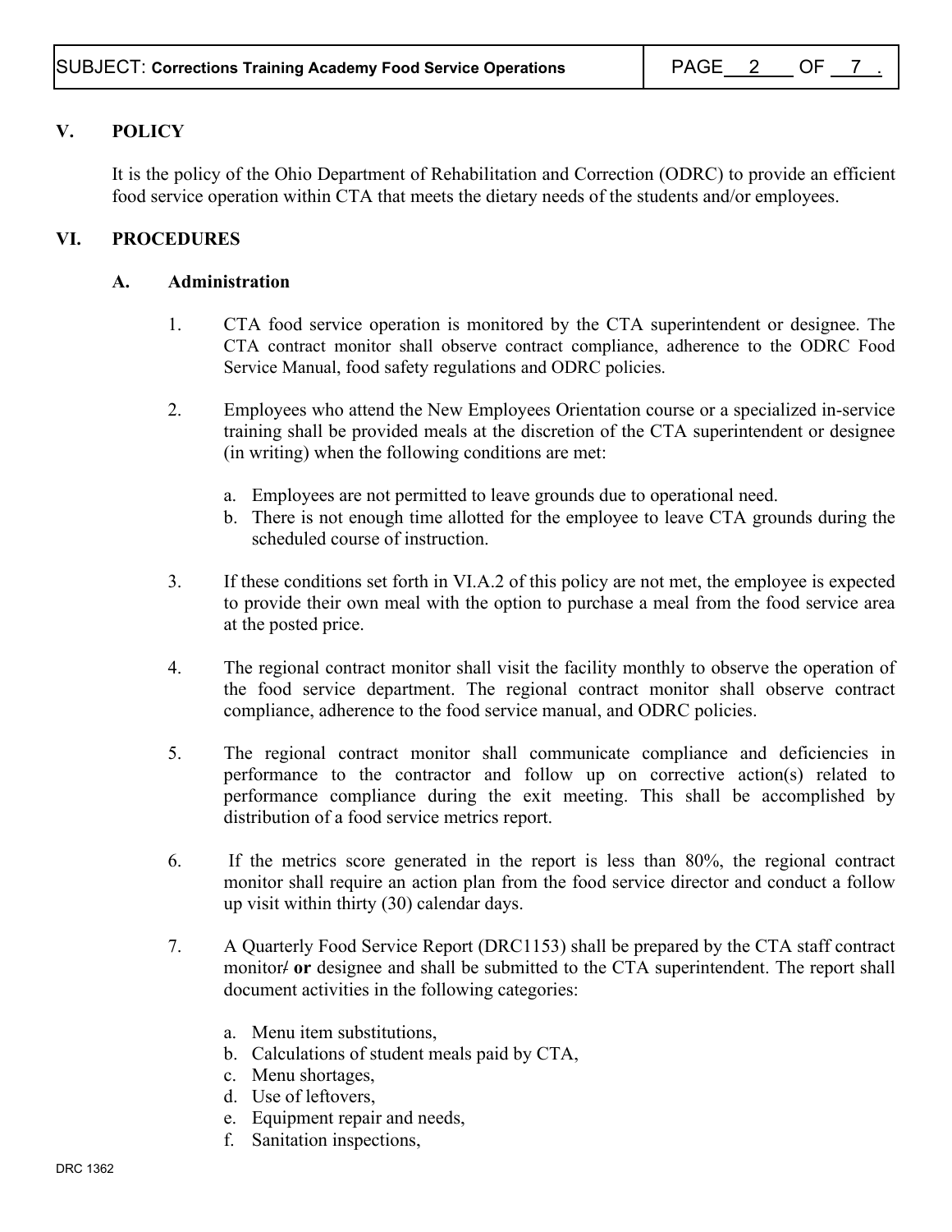## V. POLICY

It is the policy of the Ohio Department of Rehabilitation and Correction (ODRC) to provide an efficient food service operation within CTA that meets the dietary needs of the students and/or employees.

## VI. PROCEDURES

### A. Administration

1. CTA food service operation is monitored by the CTA superintendent or designee. The CTA contract monitor shall observe contract compliance, adherence to the ODRC Food Service Manual, food safety regulations and ODRC policies.

2. Employees who attend the New Employees Orientation course or a specialized in-service training shall be provided meals at the discretion of the CTA superintendent or designee (in writing) when the following conditions are met:

   a. Employees are not permitted to leave grounds due to operational need.
   b. There is not enough time allotted for the employee to leave CTA grounds during the scheduled course of instruction.

3. If these conditions set forth in VI.A.2 of this policy are not met, the employee is expected to provide their own meal with the option to purchase a meal from the food service area at the posted price.

4. The regional contract monitor shall visit the facility monthly to observe the operation of the food service department. The regional contract monitor shall observe contract compliance, adherence to the food service manual, and ODRC policies.

5. The regional contract monitor shall communicate compliance and deficiencies in performance to the contractor and follow up on corrective action(s) related to performance compliance during the exit meeting. This shall be accomplished by distribution of a food service metrics report.

6. If the metrics score generated in the report is less than 80%, the regional contract monitor shall require an action plan from the food service director and conduct a follow up visit within thirty (30) calendar days.

7. A Quarterly Food Service Report (DRC1153) shall be prepared by the CTA staff contract monitor/ **or** designee and shall be submitted to the CTA superintendent. The report shall document activities in the following categories:

   a. Menu item substitutions,
   b. Calculations of student meals paid by CTA,
   c. Menu shortages,
   d. Use of leftovers,
   e. Equipment repair and needs,
   f. Sanitation inspections,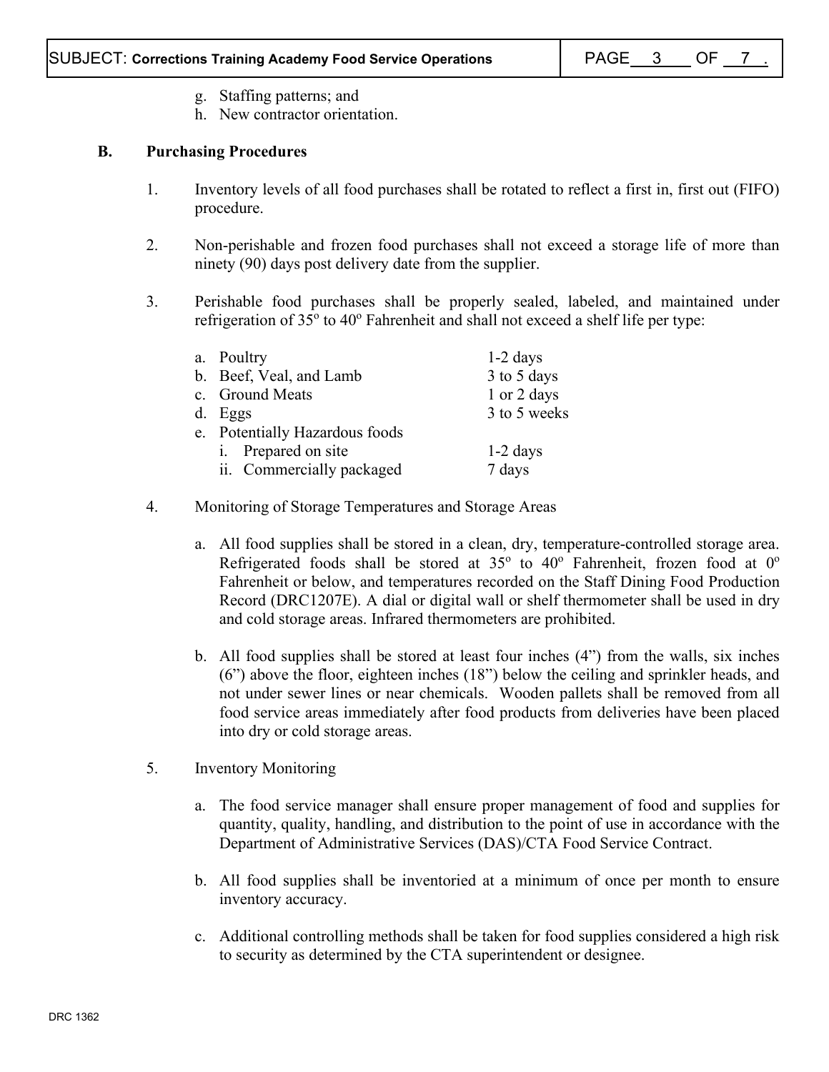g. Staffing patterns; and
h. New contractor orientation.

**B. Purchasing Procedures**

1. Inventory levels of all food purchases shall be rotated to reflect a first in, first out (FIFO) procedure.

2. Non-perishable and frozen food purchases shall not exceed a storage life of more than ninety (90) days post delivery date from the supplier.

3. Perishable food purchases shall be properly sealed, labeled, and maintained under refrigeration of 35º to 40º Fahrenheit and shall not exceed a shelf life per type:

| | |
|---|---|
| a. Poultry | 1-2 days |
| b. Beef, Veal, and Lamb | 3 to 5 days |
| c. Ground Meats | 1 or 2 days |
| d. Eggs | 3 to 5 weeks |
| e. Potentially Hazardous foods | |
| i. Prepared on site | 1-2 days |
| ii. Commercially packaged | 7 days |

4. Monitoring of Storage Temperatures and Storage Areas

   a. All food supplies shall be stored in a clean, dry, temperature-controlled storage area. Refrigerated foods shall be stored at 35º to 40º Fahrenheit, frozen food at 0º Fahrenheit or below, and temperatures recorded on the Staff Dining Food Production Record (DRC1207E). A dial or digital wall or shelf thermometer shall be used in dry and cold storage areas. Infrared thermometers are prohibited.

   b. All food supplies shall be stored at least four inches (4") from the walls, six inches (6") above the floor, eighteen inches (18") below the ceiling and sprinkler heads, and not under sewer lines or near chemicals. Wooden pallets shall be removed from all food service areas immediately after food products from deliveries have been placed into dry or cold storage areas.

5. Inventory Monitoring

   a. The food service manager shall ensure proper management of food and supplies for quantity, quality, handling, and distribution to the point of use in accordance with the Department of Administrative Services (DAS)/CTA Food Service Contract.

   b. All food supplies shall be inventoried at a minimum of once per month to ensure inventory accuracy.

   c. Additional controlling methods shall be taken for food supplies considered a high risk to security as determined by the CTA superintendent or designee.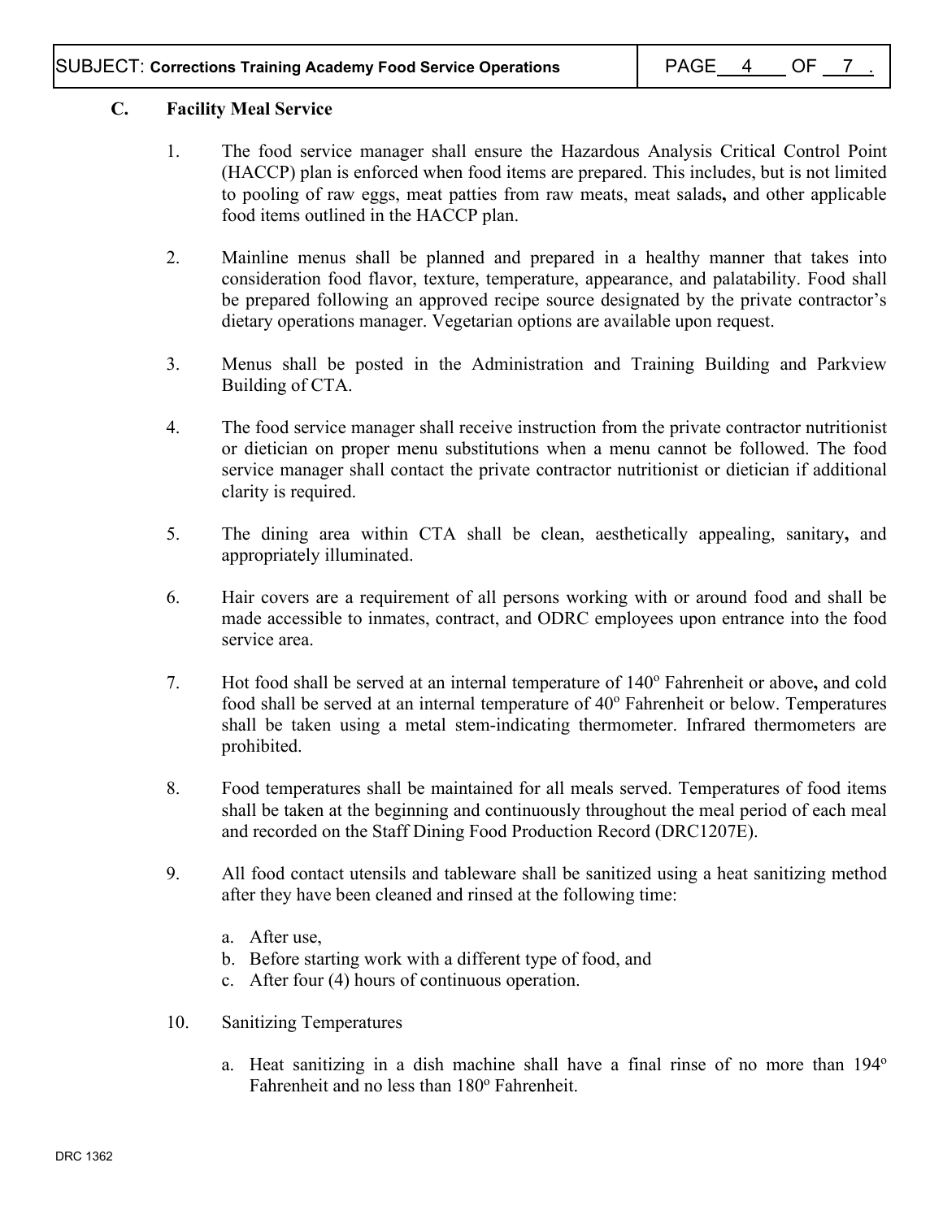### C. Facility Meal Service

1. The food service manager shall ensure the Hazardous Analysis Critical Control Point (HACCP) plan is enforced when food items are prepared. This includes, but is not limited to pooling of raw eggs, meat patties from raw meats, meat salads, and other applicable food items outlined in the HACCP plan.

2. Mainline menus shall be planned and prepared in a healthy manner that takes into consideration food flavor, texture, temperature, appearance, and palatability. Food shall be prepared following an approved recipe source designated by the private contractor's dietary operations manager. Vegetarian options are available upon request.

3. Menus shall be posted in the Administration and Training Building and Parkview Building of CTA.

4. The food service manager shall receive instruction from the private contractor nutritionist or dietician on proper menu substitutions when a menu cannot be followed. The food service manager shall contact the private contractor nutritionist or dietician if additional clarity is required.

5. The dining area within CTA shall be clean, aesthetically appealing, sanitary, and appropriately illuminated.

6. Hair covers are a requirement of all persons working with or around food and shall be made accessible to inmates, contract, and ODRC employees upon entrance into the food service area.

7. Hot food shall be served at an internal temperature of 140° Fahrenheit or above, and cold food shall be served at an internal temperature of 40° Fahrenheit or below. Temperatures shall be taken using a metal stem-indicating thermometer. Infrared thermometers are prohibited.

8. Food temperatures shall be maintained for all meals served. Temperatures of food items shall be taken at the beginning and continuously throughout the meal period of each meal and recorded on the Staff Dining Food Production Record (DRC1207E).

9. All food contact utensils and tableware shall be sanitized using a heat sanitizing method after they have been cleaned and rinsed at the following time:

   a. After use,
   b. Before starting work with a different type of food, and
   c. After four (4) hours of continuous operation.

10. Sanitizing Temperatures

    a. Heat sanitizing in a dish machine shall have a final rinse of no more than 194° Fahrenheit and no less than 180° Fahrenheit.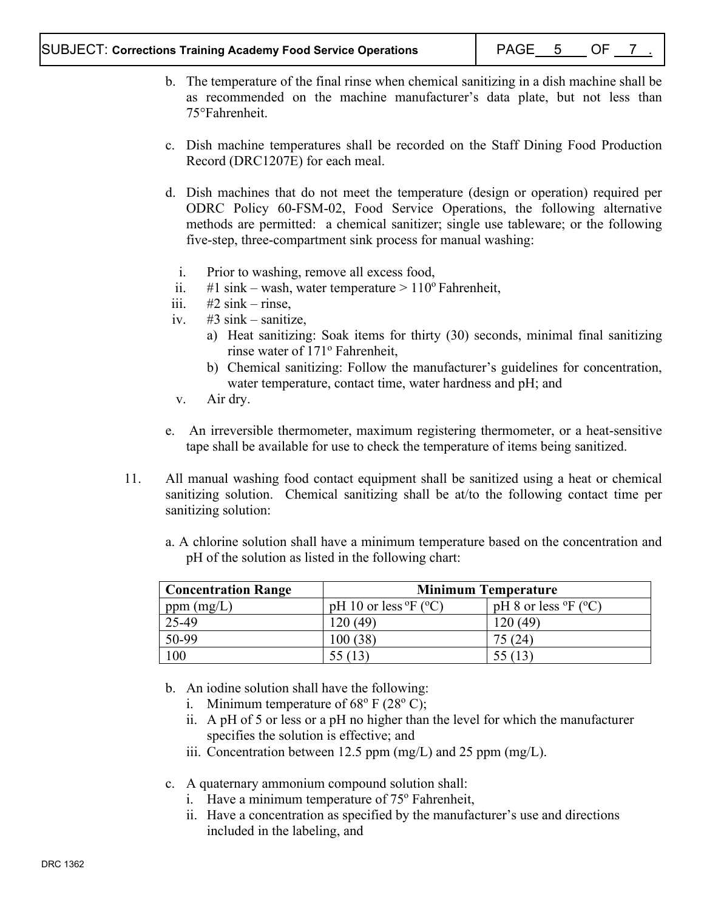b. The temperature of the final rinse when chemical sanitizing in a dish machine shall be as recommended on the machine manufacturer's data plate, but not less than 75°Fahrenheit.

c. Dish machine temperatures shall be recorded on the Staff Dining Food Production Record (DRC1207E) for each meal.

d. Dish machines that do not meet the temperature (design or operation) required per ODRC Policy 60-FSM-02, Food Service Operations, the following alternative methods are permitted: a chemical sanitizer; single use tableware; or the following five-step, three-compartment sink process for manual washing:

   i. Prior to washing, remove all excess food,
   ii. #1 sink – wash, water temperature > 110° Fahrenheit,
   iii. #2 sink – rinse,
   iv. #3 sink – sanitize,
      a) Heat sanitizing: Soak items for thirty (30) seconds, minimal final sanitizing rinse water of 171° Fahrenheit,
      b) Chemical sanitizing: Follow the manufacturer's guidelines for concentration, water temperature, contact time, water hardness and pH; and
   v. Air dry.

e. An irreversible thermometer, maximum registering thermometer, or a heat-sensitive tape shall be available for use to check the temperature of items being sanitized.

11. All manual washing food contact equipment shall be sanitized using a heat or chemical sanitizing solution. Chemical sanitizing shall be at/to the following contact time per sanitizing solution:

   a. A chlorine solution shall have a minimum temperature based on the concentration and pH of the solution as listed in the following chart:

| Concentration Range | Minimum Temperature | |
|---|---|---|
| ppm (mg/L) | pH 10 or less °F (°C) | pH 8 or less °F (°C) |
| 25-49 | 120 (49) | 120 (49) |
| 50-99 | 100 (38) | 75 (24) |
| 100 | 55 (13) | 55 (13) |

   b. An iodine solution shall have the following:
      i. Minimum temperature of 68° F (28° C);
      ii. A pH of 5 or less or a pH no higher than the level for which the manufacturer specifies the solution is effective; and
      iii. Concentration between 12.5 ppm (mg/L) and 25 ppm (mg/L).

   c. A quaternary ammonium compound solution shall:
      i. Have a minimum temperature of 75° Fahrenheit,
      ii. Have a concentration as specified by the manufacturer's use and directions included in the labeling, and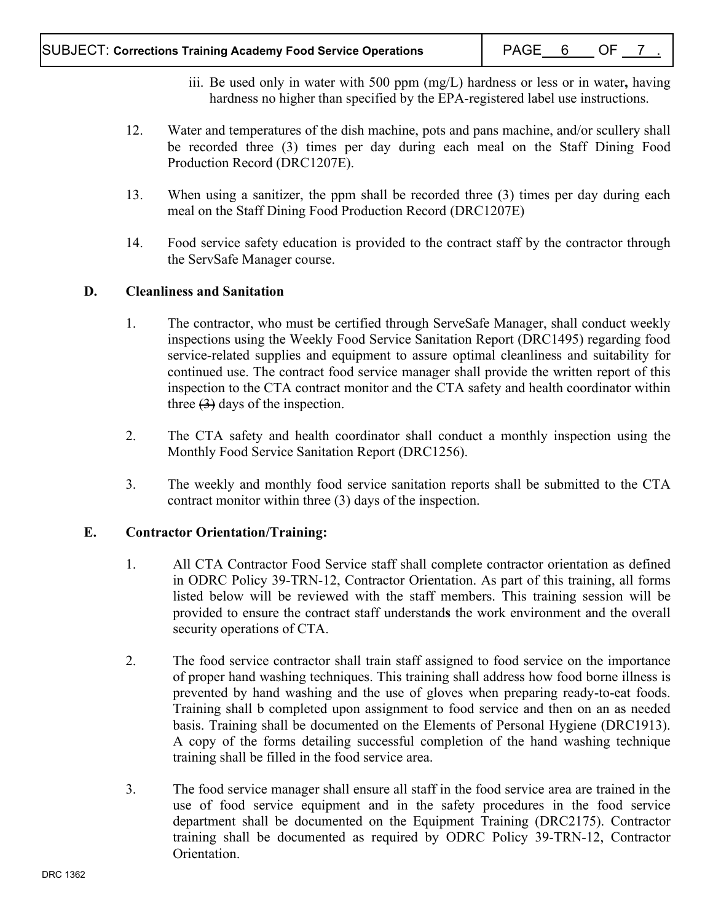iii. Be used only in water with 500 ppm (mg/L) hardness or less or in water**,** having hardness no higher than specified by the EPA-registered label use instructions.

12. Water and temperatures of the dish machine, pots and pans machine, and/or scullery shall be recorded three (3) times per day during each meal on the Staff Dining Food Production Record (DRC1207E).

13. When using a sanitizer, the ppm shall be recorded three (3) times per day during each meal on the Staff Dining Food Production Record (DRC1207E)

14. Food service safety education is provided to the contract staff by the contractor through the ServSafe Manager course.

**D. Cleanliness and Sanitation**

1. The contractor, who must be certified through ServeSafe Manager, shall conduct weekly inspections using the Weekly Food Service Sanitation Report (DRC1495) regarding food service-related supplies and equipment to assure optimal cleanliness and suitability for continued use. The contract food service manager shall provide the written report of this inspection to the CTA contract monitor and the CTA safety and health coordinator within three ~~(3)~~ days of the inspection.

2. The CTA safety and health coordinator shall conduct a monthly inspection using the Monthly Food Service Sanitation Report (DRC1256).

3. The weekly and monthly food service sanitation reports shall be submitted to the CTA contract monitor within three (3) days of the inspection.

**E. Contractor Orientation/Training:**

1. All CTA Contractor Food Service staff shall complete contractor orientation as defined in ODRC Policy 39-TRN-12, Contractor Orientation. As part of this training, all forms listed below will be reviewed with the staff members. This training session will be provided to ensure the contract staff understand**s** the work environment and the overall security operations of CTA.

2. The food service contractor shall train staff assigned to food service on the importance of proper hand washing techniques. This training shall address how food borne illness is prevented by hand washing and the use of gloves when preparing ready-to-eat foods. Training shall b completed upon assignment to food service and then on an as needed basis. Training shall be documented on the Elements of Personal Hygiene (DRC1913). A copy of the forms detailing successful completion of the hand washing technique training shall be filled in the food service area.

3. The food service manager shall ensure all staff in the food service area are trained in the use of food service equipment and in the safety procedures in the food service department shall be documented on the Equipment Training (DRC2175). Contractor training shall be documented as required by ODRC Policy 39-TRN-12, Contractor Orientation.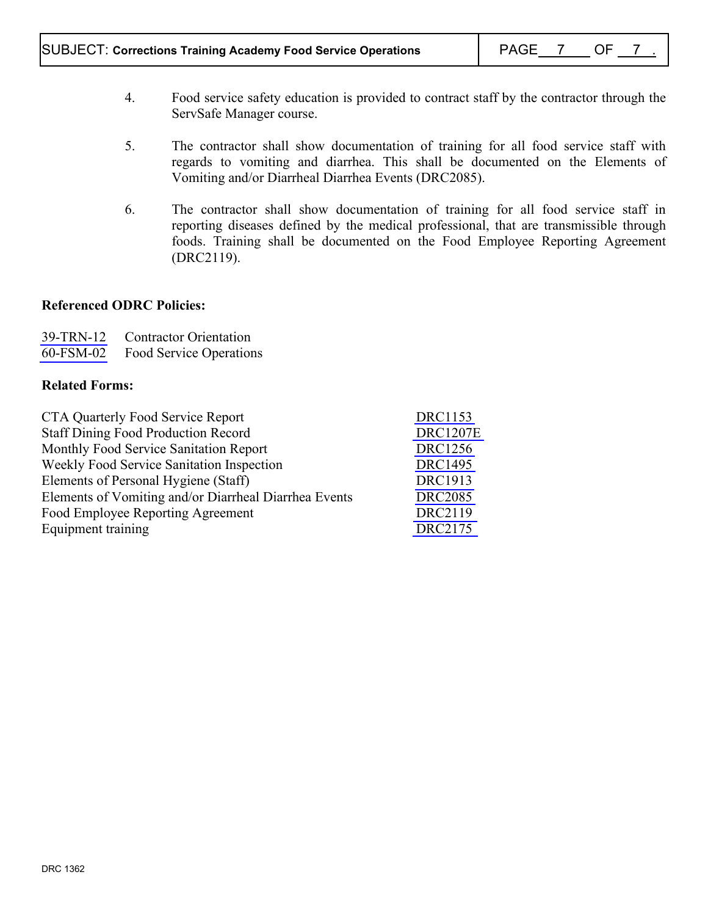4. Food service safety education is provided to contract staff by the contractor through the ServSafe Manager course.

5. The contractor shall show documentation of training for all food service staff with regards to vomiting and diarrhea. This shall be documented on the Elements of Vomiting and/or Diarrheal Diarrhea Events (DRC2085).

6. The contractor shall show documentation of training for all food service staff in reporting diseases defined by the medical professional, that are transmissible through foods. Training shall be documented on the Food Employee Reporting Agreement (DRC2119).

**Referenced ODRC Policies:**

| | |
|---|---|
| 39-TRN-12 | Contractor Orientation |
| 60-FSM-02 | Food Service Operations |

**Related Forms:**

| | |
|---|---|
| CTA Quarterly Food Service Report | DRC1153 |
| Staff Dining Food Production Record | DRC1207E |
| Monthly Food Service Sanitation Report | DRC1256 |
| Weekly Food Service Sanitation Inspection | DRC1495 |
| Elements of Personal Hygiene (Staff) | DRC1913 |
| Elements of Vomiting and/or Diarrheal Diarrhea Events | DRC2085 |
| Food Employee Reporting Agreement | DRC2119 |
| Equipment training | DRC2175 |